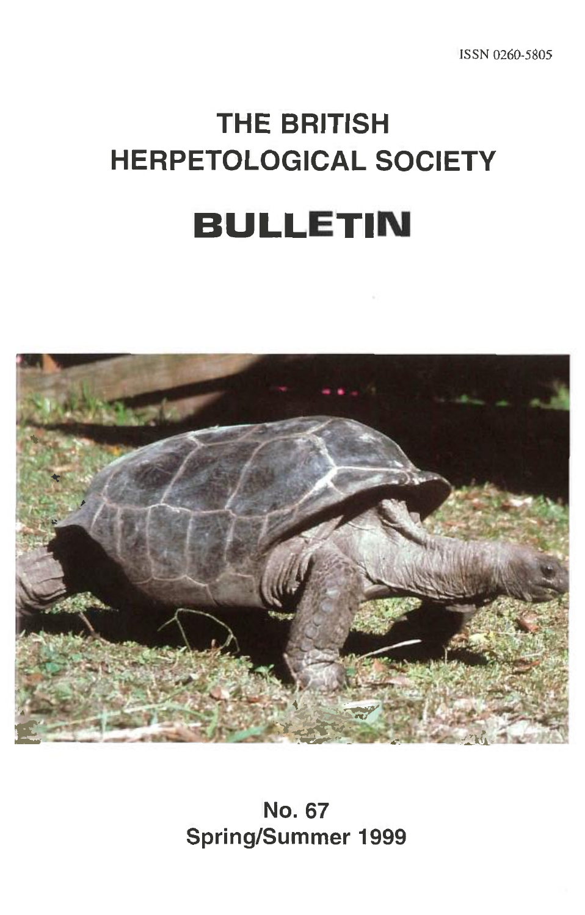ISSN 0260-5805

# THE BRITISH HERPETOLOGICAL SOCIETY

# BULLETIN

**No. 67**
**Spring/Summer 1999**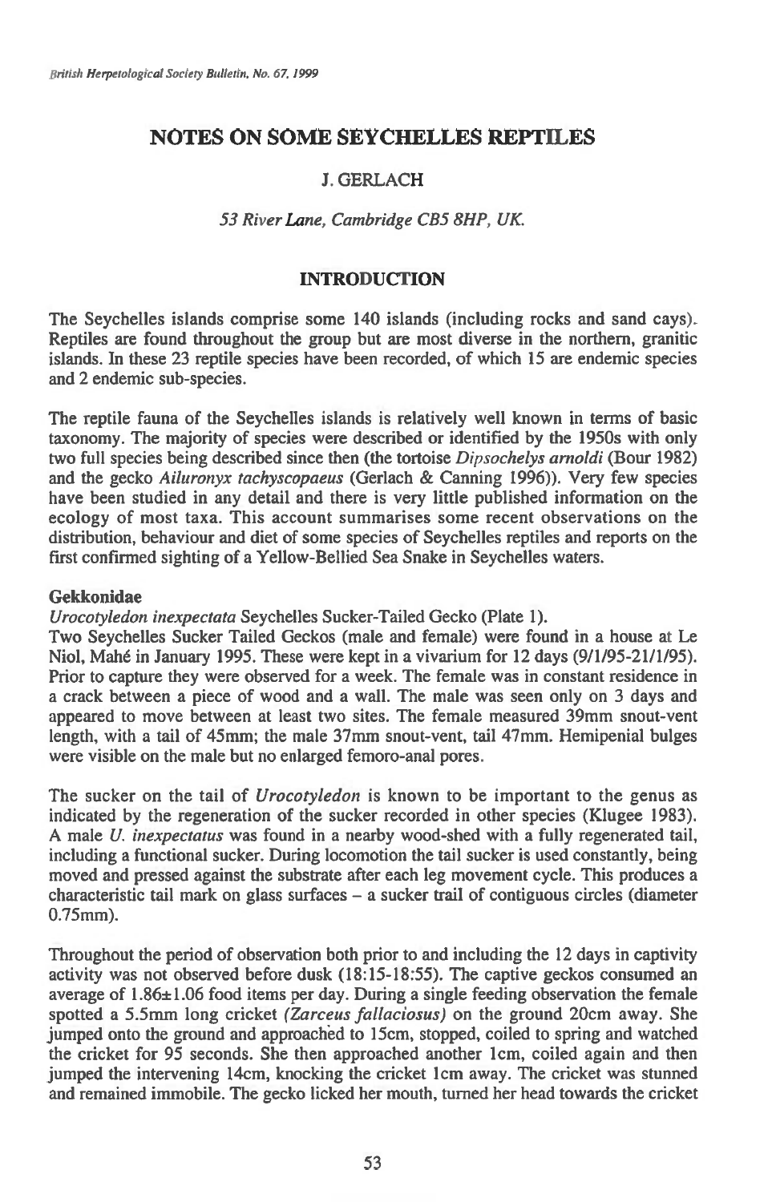# NOTES ON SOME SEYCHELLES REPTILES

J. GERLACH

*53 River Lane, Cambridge CB5 8HP, UK.*

## INTRODUCTION

The Seychelles islands comprise some 140 islands (including rocks and sand cays). Reptiles are found throughout the group but are most diverse in the northern, granitic islands. In these 23 reptile species have been recorded, of which 15 are endemic species and 2 endemic sub-species.

The reptile fauna of the Seychelles islands is relatively well known in terms of basic taxonomy. The majority of species were described or identified by the 1950s with only two full species being described since then (the tortoise *Dipsochelys arnoldi* (Bour 1982) and the gecko *Ailuronyx tachyscopaeus* (Gerlach & Canning 1996)). Very few species have been studied in any detail and there is very little published information on the ecology of most taxa. This account summarises some recent observations on the distribution, behaviour and diet of some species of Seychelles reptiles and reports on the first confirmed sighting of a Yellow-Bellied Sea Snake in Seychelles waters.

### Gekkonidae

*Urocotyledon inexpectata* Seychelles Sucker-Tailed Gecko (Plate 1).

Two Seychelles Sucker Tailed Geckos (male and female) were found in a house at Le Niol, Mahé in January 1995. These were kept in a vivarium for 12 days (9/1/95-21/1/95). Prior to capture they were observed for a week. The female was in constant residence in a crack between a piece of wood and a wall. The male was seen only on 3 days and appeared to move between at least two sites. The female measured 39mm snout-vent length, with a tail of 45mm; the male 37mm snout-vent, tail 47mm. Hemipenial bulges were visible on the male but no enlarged femoro-anal pores.

The sucker on the tail of *Urocotyledon* is known to be important to the genus as indicated by the regeneration of the sucker recorded in other species (Klugee 1983). A male *U. inexpectatus* was found in a nearby wood-shed with a fully regenerated tail, including a functional sucker. During locomotion the tail sucker is used constantly, being moved and pressed against the substrate after each leg movement cycle. This produces a characteristic tail mark on glass surfaces – a sucker trail of contiguous circles (diameter 0.75mm).

Throughout the period of observation both prior to and including the 12 days in captivity activity was not observed before dusk (18:15-18:55). The captive geckos consumed an average of $1.86 \pm 1.06$ food items per day. During a single feeding observation the female spotted a 5.5mm long cricket *(Zarceus fallaciosus)* on the ground 20cm away. She jumped onto the ground and approached to 15cm, stopped, coiled to spring and watched the cricket for 95 seconds. She then approached another 1cm, coiled again and then jumped the intervening 14cm, knocking the cricket 1cm away. The cricket was stunned and remained immobile. The gecko licked her mouth, turned her head towards the cricket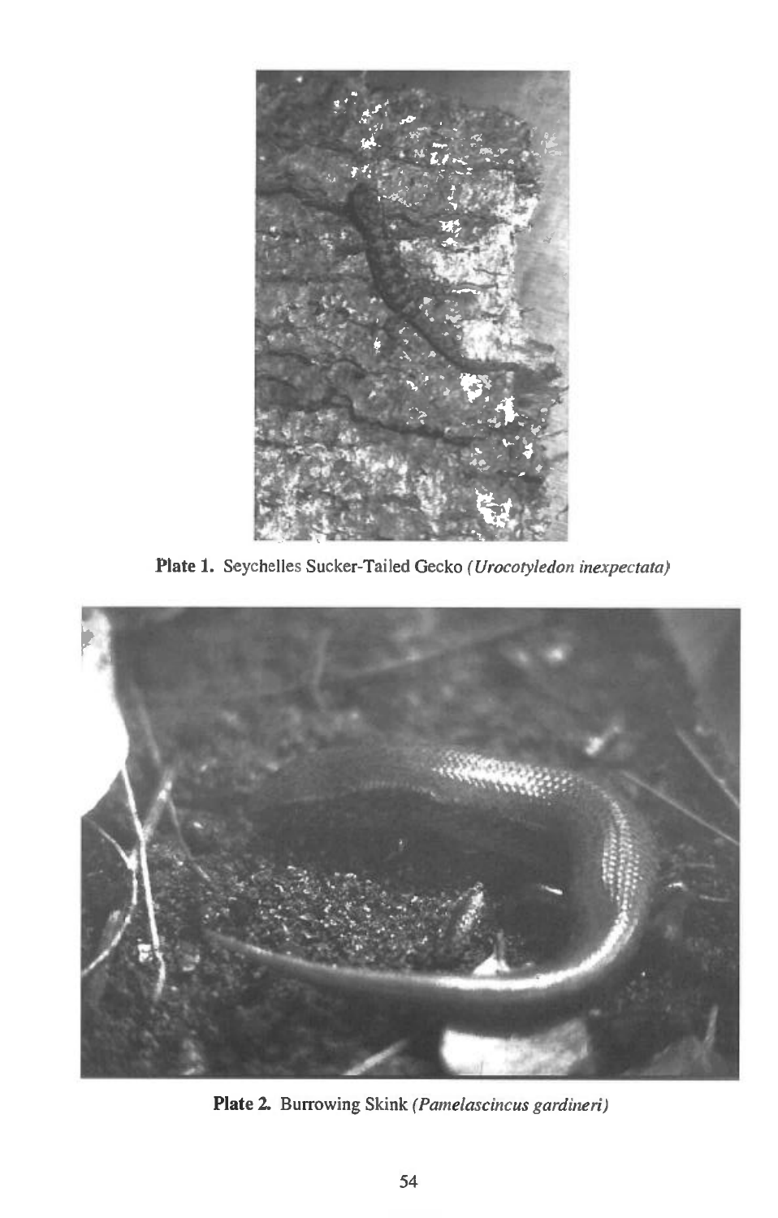**Plate 1.** Seychelles Sucker-Tailed Gecko *(Urocotyledon inexpectata)*

**Plate 2.** Burrowing Skink *(Pamelascincus gardineri)*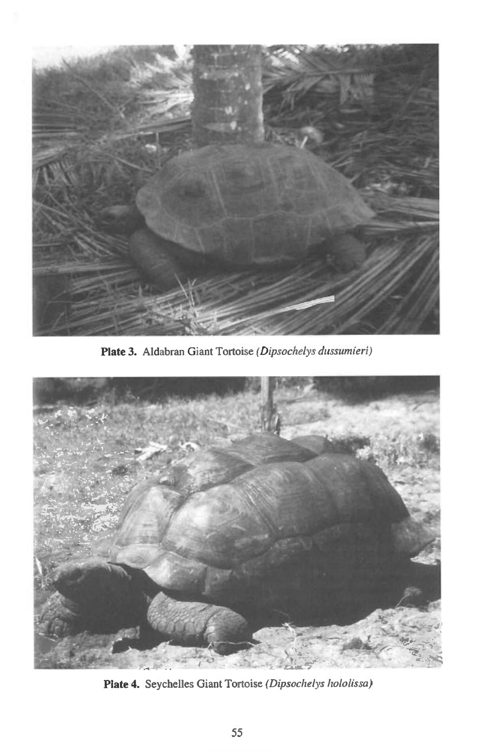**Plate 3.** Aldabran Giant Tortoise *(Dipsochelys dussumieri)*

**Plate 4.** Seychelles Giant Tortoise *(Dipsochelys hololissa)*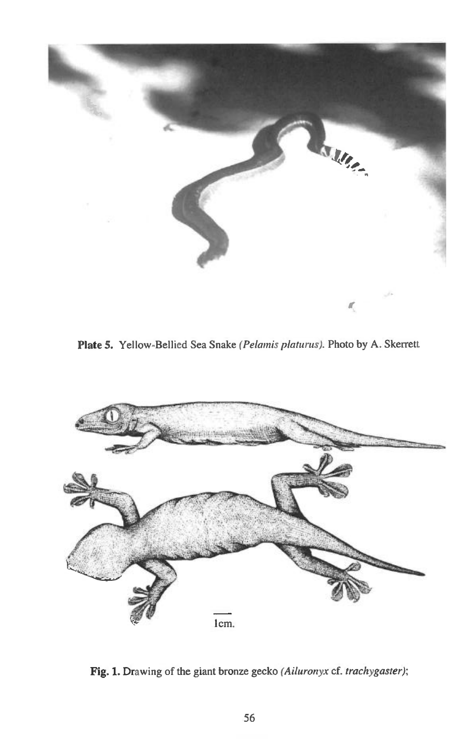**Plate 5.** Yellow-Bellied Sea Snake *(Pelamis platurus)*. Photo by A. Skerrett

1cm.

**Fig. 1.** Drawing of the giant bronze gecko *(Ailuronyx* cf. *trachygaster)*;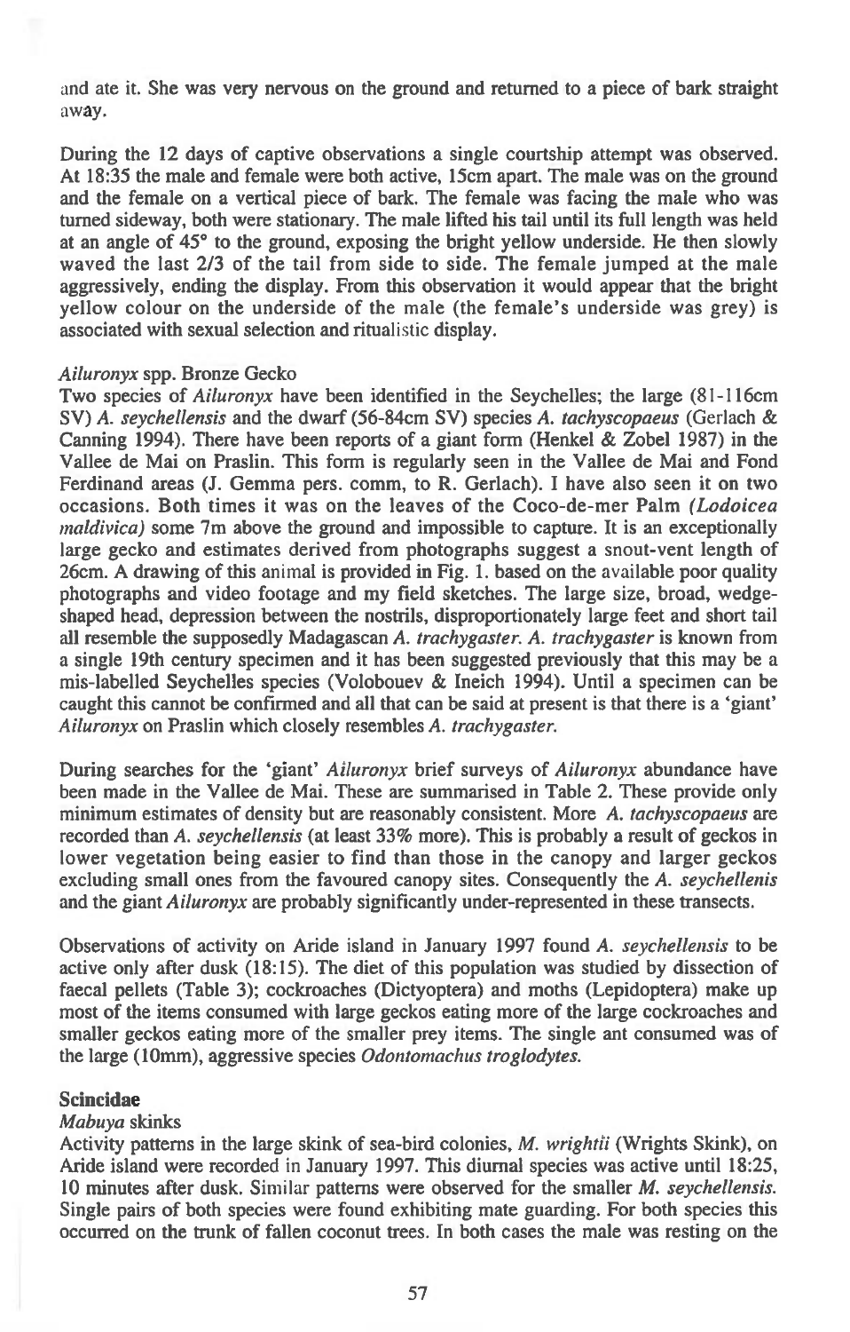and ate it. She was very nervous on the ground and returned to a piece of bark straight away.

During the 12 days of captive observations a single courtship attempt was observed. At 18:35 the male and female were both active, 15cm apart. The male was on the ground and the female on a vertical piece of bark. The female was facing the male who was turned sideway, both were stationary. The male lifted his tail until its full length was held at an angle of 45° to the ground, exposing the bright yellow underside. He then slowly waved the last 2/3 of the tail from side to side. The female jumped at the male aggressively, ending the display. From this observation it would appear that the bright yellow colour on the underside of the male (the female's underside was grey) is associated with sexual selection and ritualistic display.

*Ailuronyx* spp. Bronze Gecko

Two species of *Ailuronyx* have been identified in the Seychelles; the large (81-116cm SV) *A. seychellensis* and the dwarf (56-84cm SV) species *A. tachyscopaeus* (Gerlach & Canning 1994). There have been reports of a giant form (Henkel & Zobel 1987) in the Vallee de Mai on Praslin. This form is regularly seen in the Vallee de Mai and Fond Ferdinand areas (J. Gemma pers. comm, to R. Gerlach). I have also seen it on two occasions. Both times it was on the leaves of the Coco-de-mer Palm *(Lodoicea maldivica)* some 7m above the ground and impossible to capture. It is an exceptionally large gecko and estimates derived from photographs suggest a snout-vent length of 26cm. A drawing of this animal is provided in Fig. 1. based on the available poor quality photographs and video footage and my field sketches. The large size, broad, wedge-shaped head, depression between the nostrils, disproportionately large feet and short tail all resemble the supposedly Madagascan *A. trachygaster*. *A. trachygaster* is known from a single 19th century specimen and it has been suggested previously that this may be a mis-labelled Seychelles species (Volobouev & Ineich 1994). Until a specimen can be caught this cannot be confirmed and all that can be said at present is that there is a 'giant' *Ailuronyx* on Praslin which closely resembles *A. trachygaster*.

During searches for the 'giant' *Ailuronyx* brief surveys of *Ailuronyx* abundance have been made in the Vallee de Mai. These are summarised in Table 2. These provide only minimum estimates of density but are reasonably consistent. More *A. tachyscopaeus* are recorded than *A. seychellensis* (at least 33% more). This is probably a result of geckos in lower vegetation being easier to find than those in the canopy and larger geckos excluding small ones from the favoured canopy sites. Consequently the *A. seychellenis* and the giant *Ailuronyx* are probably significantly under-represented in these transects.

Observations of activity on Aride island in January 1997 found *A. seychellensis* to be active only after dusk (18:15). The diet of this population was studied by dissection of faecal pellets (Table 3); cockroaches (Dictyoptera) and moths (Lepidoptera) make up most of the items consumed with large geckos eating more of the large cockroaches and smaller geckos eating more of the smaller prey items. The single ant consumed was of the large (10mm), aggressive species *Odontomachus troglodytes*.

**Scincidae**

*Mabuya* skinks

Activity patterns in the large skink of sea-bird colonies, *M. wrightii* (Wrights Skink), on Aride island were recorded in January 1997. This diurnal species was active until 18:25, 10 minutes after dusk. Similar patterns were observed for the smaller *M. seychellensis*. Single pairs of both species were found exhibiting mate guarding. For both species this occurred on the trunk of fallen coconut trees. In both cases the male was resting on the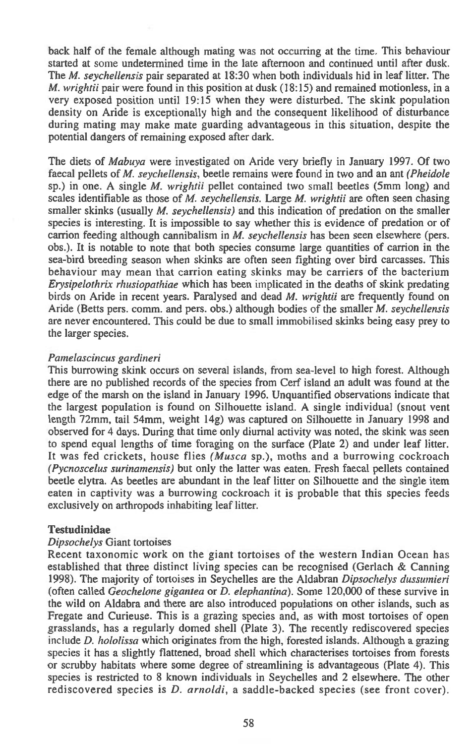back half of the female although mating was not occurring at the time. This behaviour started at some undetermined time in the late afternoon and continued until after dusk. The *M. seychellensis* pair separated at 18:30 when both individuals hid in leaf litter. The *M. wrightii* pair were found in this position at dusk (18:15) and remained motionless, in a very exposed position until 19:15 when they were disturbed. The skink population density on Aride is exceptionally high and the consequent likelihood of disturbance during mating may make mate guarding advantageous in this situation, despite the potential dangers of remaining exposed after dark.

The diets of *Mabuya* were investigated on Aride very briefly in January 1997. Of two faecal pellets of *M. seychellensis*, beetle remains were found in two and an ant *(Pheidole* sp.) in one. A single *M. wrightii* pellet contained two small beetles (5mm long) and scales identifiable as those of *M. seychellensis*. Large *M. wrightii* are often seen chasing smaller skinks (usually *M. seychellensis)* and this indication of predation on the smaller species is interesting. It is impossible to say whether this is evidence of predation or of carrion feeding although cannibalism in *M. seychellensis* has been seen elsewhere (pers. obs.). It is notable to note that both species consume large quantities of carrion in the sea-bird breeding season when skinks are often seen fighting over bird carcasses. This behaviour may mean that carrion eating skinks may be carriers of the bacterium *Erysipelothrix rhusiopathiae* which has been implicated in the deaths of skink predating birds on Aride in recent years. Paralysed and dead *M. wrightii* are frequently found on Aride (Betts pers. comm. and pers. obs.) although bodies of the smaller *M. seychellensis* are never encountered. This could be due to small immobilised skinks being easy prey to the larger species.

### *Pamelascincus gardineri*

This burrowing skink occurs on several islands, from sea-level to high forest. Although there are no published records of the species from Cerf island an adult was found at the edge of the marsh on the island in January 1996. Unquantified observations indicate that the largest population is found on Silhouette island. A single individual (snout vent length 72mm, tail 54mm, weight 14g) was captured on Silhouette in January 1998 and observed for 4 days. During that time only diurnal activity was noted, the skink was seen to spend equal lengths of time foraging on the surface (Plate 2) and under leaf litter. It was fed crickets, house flies *(Musca* sp.), moths and a burrowing cockroach *(Pycnoscelus surinamensis)* but only the latter was eaten. Fresh faecal pellets contained beetle elytra. As beetles are abundant in the leaf litter on Silhouette and the single item eaten in captivity was a burrowing cockroach it is probable that this species feeds exclusively on arthropods inhabiting leaf litter.

## Testudinidae

### *Dipsochelys* Giant tortoises

Recent taxonomic work on the giant tortoises of the western Indian Ocean has established that three distinct living species can be recognised (Gerlach & Canning 1998). The majority of tortoises in Seychelles are the Aldabran *Dipsochelys dussumieri* (often called *Geochelone gigantea* or *D. elephantina*). Some 120,000 of these survive in the wild on Aldabra and there are also introduced populations on other islands, such as Fregate and Curieuse. This is a grazing species and, as with most tortoises of open grasslands, has a regularly domed shell (Plate 3). The recently rediscovered species include *D. hololissa* which originates from the high, forested islands. Although a grazing species it has a slightly flattened, broad shell which characterises tortoises from forests or scrubby habitats where some degree of streamlining is advantageous (Plate 4). This species is restricted to 8 known individuals in Seychelles and 2 elsewhere. The other rediscovered species is *D. arnoldi*, a saddle-backed species (see front cover).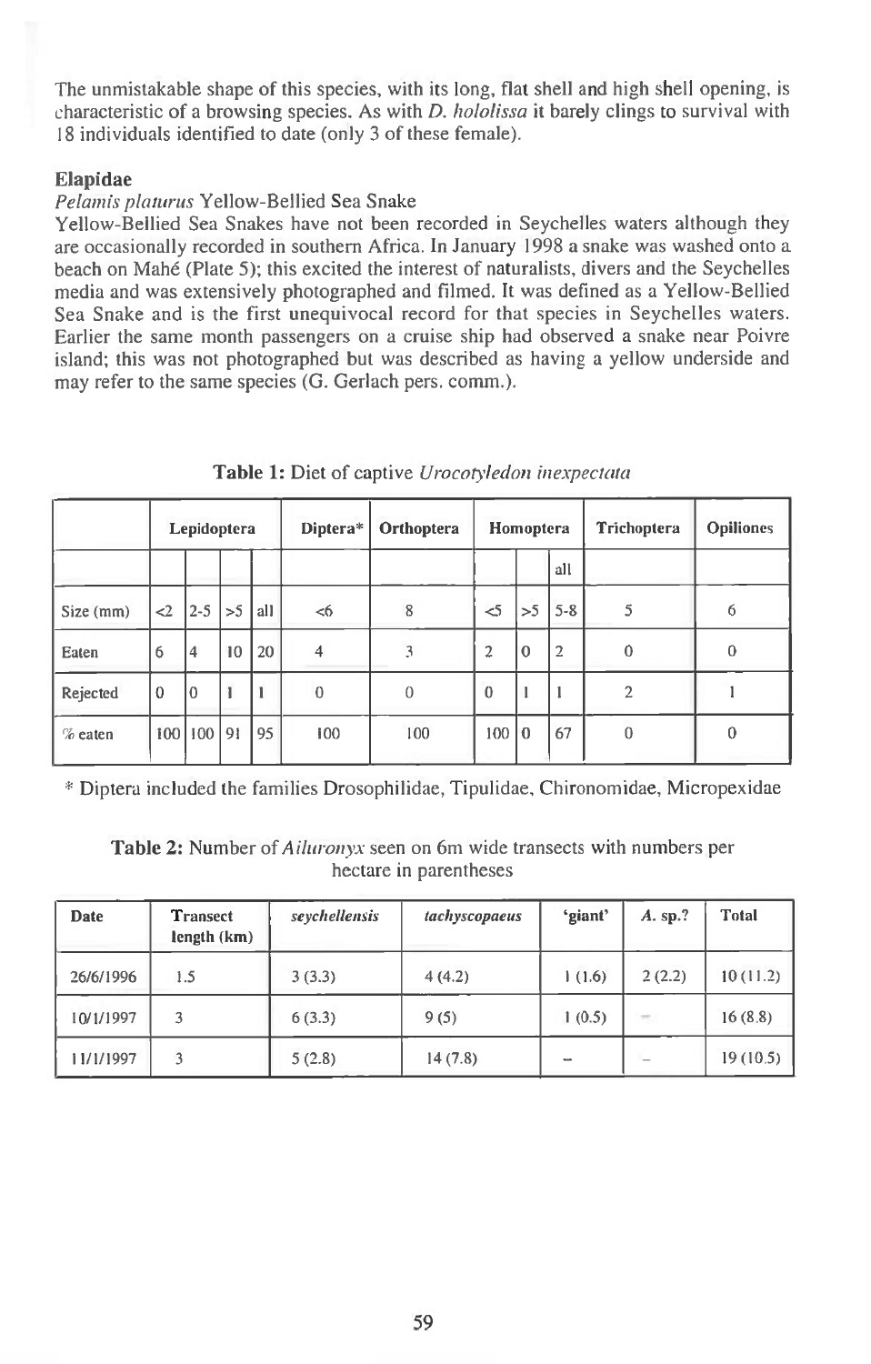The unmistakable shape of this species, with its long, flat shell and high shell opening, is characteristic of a browsing species. As with *D. hololissa* it barely clings to survival with 18 individuals identified to date (only 3 of these female).

### Elapidae

*Pelamis platurus* Yellow-Bellied Sea Snake

Yellow-Bellied Sea Snakes have not been recorded in Seychelles waters although they are occasionally recorded in southern Africa. In January 1998 a snake was washed onto a beach on Mahé (Plate 5); this excited the interest of naturalists, divers and the Seychelles media and was extensively photographed and filmed. It was defined as a Yellow-Bellied Sea Snake and is the first unequivocal record for that species in Seychelles waters. Earlier the same month passengers on a cruise ship had observed a snake near Poivre island; this was not photographed but was described as having a yellow underside and may refer to the same species (G. Gerlach pers. comm.).

**Table 1:** Diet of captive *Urocotyledon inexpectata*

| | Lepidoptera | | | | Diptera* | Orthoptera | Homoptera | | | Trichoptera | Opiliones |
|---|---|---|---|---|---|---|---|---|---|---|---|
| | | | | | | | | | all | | |
| Size (mm) | <2 | 2-5 | >5 | all | <6 | 8 | <5 | >5 | 5-8 | 5 | 6 |
| Eaten | 6 | 4 | 10 | 20 | 4 | 3 | 2 | 0 | 2 | 0 | 0 |
| Rejected | 0 | 0 | 1 | 1 | 0 | 0 | 0 | 1 | 1 | 2 | 1 |
| % eaten | 100 | 100 | 91 | 95 | 100 | 100 | 100 | 0 | 67 | 0 | 0 |

\* Diptera included the families Drosophilidae, Tipulidae, Chironomidae, Micropexidae

**Table 2:** Number of *Ailuronyx* seen on 6m wide transects with numbers per hectare in parentheses

| Date | Transect length (km) | *seychellensis* | *tachyscopaeus* | 'giant' | *A.* sp.? | Total |
|---|---|---|---|---|---|---|
| 26/6/1996 | 1.5 | 3 (3.3) | 4 (4.2) | 1 (1.6) | 2 (2.2) | 10 (11.2) |
| 10/1/1997 | 3 | 6 (3.3) | 9 (5) | 1 (0.5) | – | 16 (8.8) |
| 11/1/1997 | 3 | 5 (2.8) | 14 (7.8) | – | – | 19 (10.5) |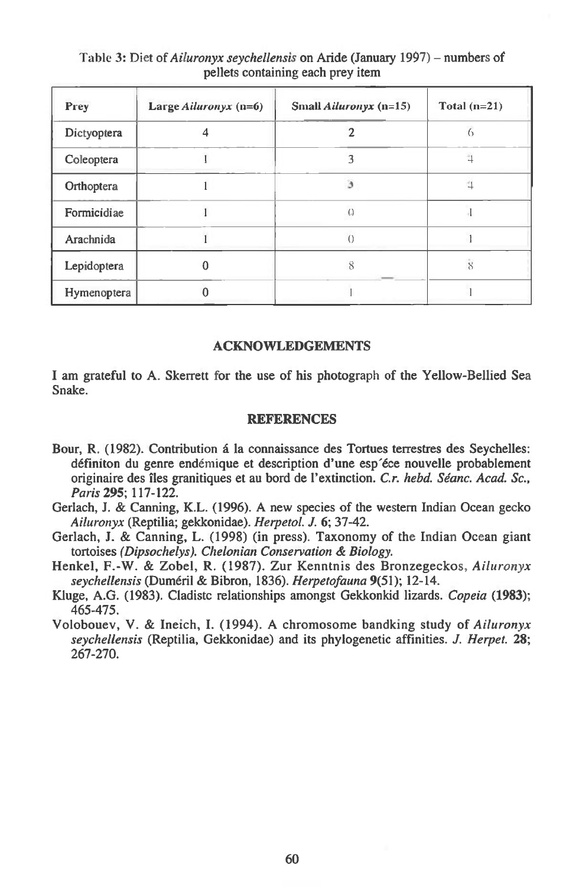Table 3: Diet of *Ailuronyx seychellensis* on Aride (January 1997) – numbers of pellets containing each prey item

| Prey | Large *Ailuronyx* (n=6) | Small *Ailuronyx* (n=15) | Total (n=21) |
|---|---|---|---|
| Dictyoptera | 4 | 2 | 6 |
| Coleoptera | 1 | 3 | 4 |
| Orthoptera | 1 | 3 | 4 |
| Formicidiae | 1 | 0 | 1 |
| Arachnida | 1 | 0 | 1 |
| Lepidoptera | 0 | 8 | 8 |
| Hymenoptera | 0 | 1 | 1 |

## ACKNOWLEDGEMENTS

I am grateful to A. Skerrett for the use of his photograph of the Yellow-Bellied Sea Snake.

## REFERENCES

Bour, R. (1982). Contribution á la connaissance des Tortues terrestres des Seychelles: définiton du genre endémique et description d'une esp´éce nouvelle probablement originaire des îles granitiques et au bord de l'extinction. *C.r. hebd. Séanc. Acad. Sc., Paris* **295**; 117-122.

Gerlach, J. & Canning, K.L. (1996). A new species of the western Indian Ocean gecko *Ailuronyx* (Reptilia; gekkonidae). *Herpetol. J.* **6**; 37-42.

Gerlach, J. & Canning, L. (1998) (in press). Taxonomy of the Indian Ocean giant tortoises *(Dipsochelys)*. *Chelonian Conservation & Biology.*

Henkel, F.-W. & Zobel, R. (1987). Zur Kenntnis des Bronzegeckos, *Ailuronyx seychellensis* (Duméril & Bibron, 1836). *Herpetofauna* **9**(51); 12-14.

Kluge, A.G. (1983). Cladistc relationships amongst Gekkonkid lizards. *Copeia* **(1983)**; 465-475.

Volobouev, V. & Ineich, I. (1994). A chromosome bandking study of *Ailuronyx seychellensis* (Reptilia, Gekkonidae) and its phylogenetic affinities. *J. Herpet.* **28**; 267-270.